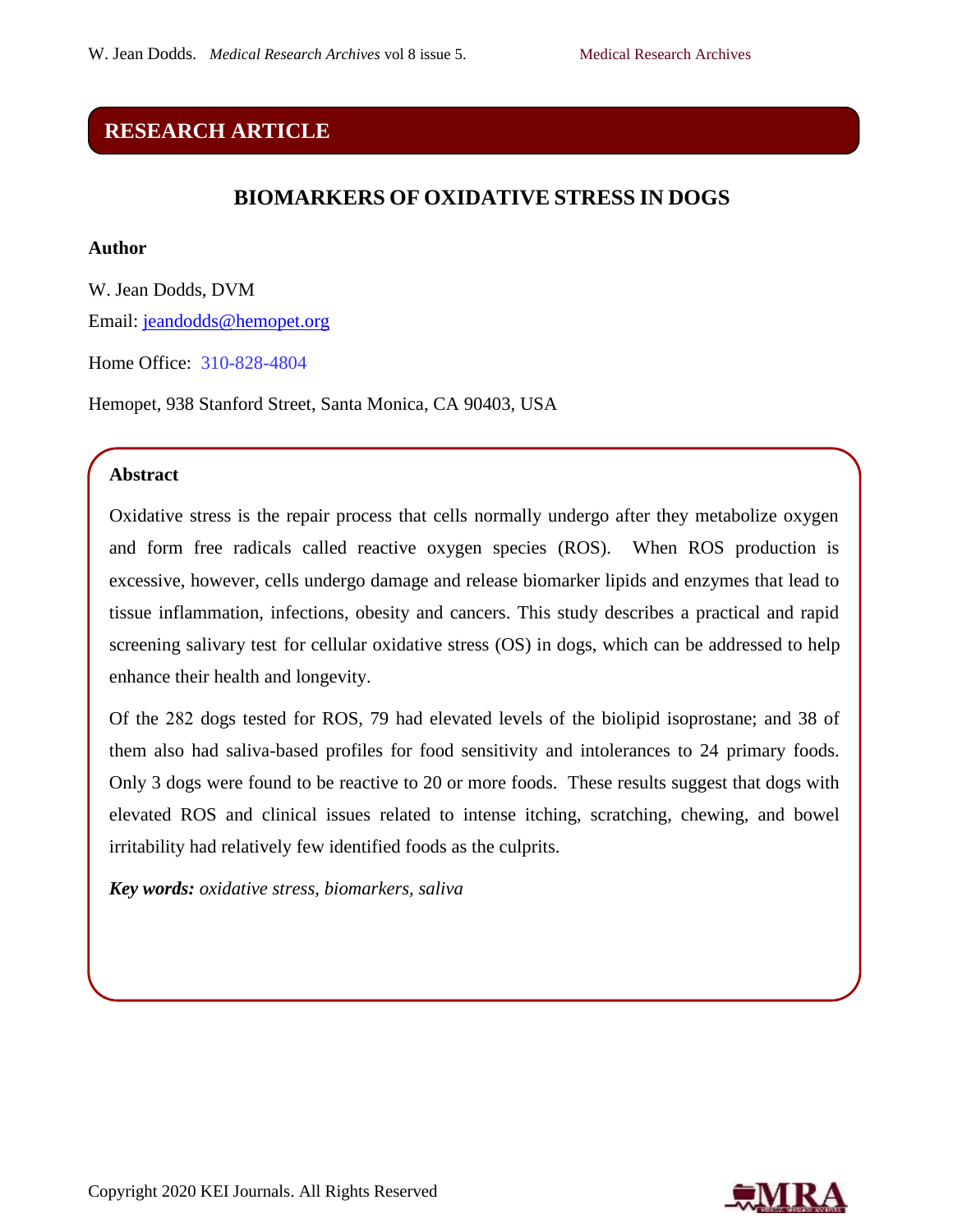RESEARCH ARTICLE

# BIOMARKERS OF OXIDATIVE STRESS IN DOGS

**Author**

W. Jean Dodds, DVM

Email: jeandodds@hemopet.org

Home Office: 310-828-4804

Hemopet, 938 Stanford Street, Santa Monica, CA 90403, USA

**Abstract**

Oxidative stress is the repair process that cells normally undergo after they metabolize oxygen and form free radicals called reactive oxygen species (ROS). When ROS production is excessive, however, cells undergo damage and release biomarker lipids and enzymes that lead to tissue inflammation, infections, obesity and cancers. This study describes a practical and rapid screening salivary test for cellular oxidative stress (OS) in dogs, which can be addressed to help enhance their health and longevity.

Of the 282 dogs tested for ROS, 79 had elevated levels of the biolipid isoprostane; and 38 of them also had saliva-based profiles for food sensitivity and intolerances to 24 primary foods. Only 3 dogs were found to be reactive to 20 or more foods. These results suggest that dogs with elevated ROS and clinical issues related to intense itching, scratching, chewing, and bowel irritability had relatively few identified foods as the culprits.

***Key words:*** *oxidative stress, biomarkers, saliva*

Copyright 2020 KEI Journals. All Rights Reserved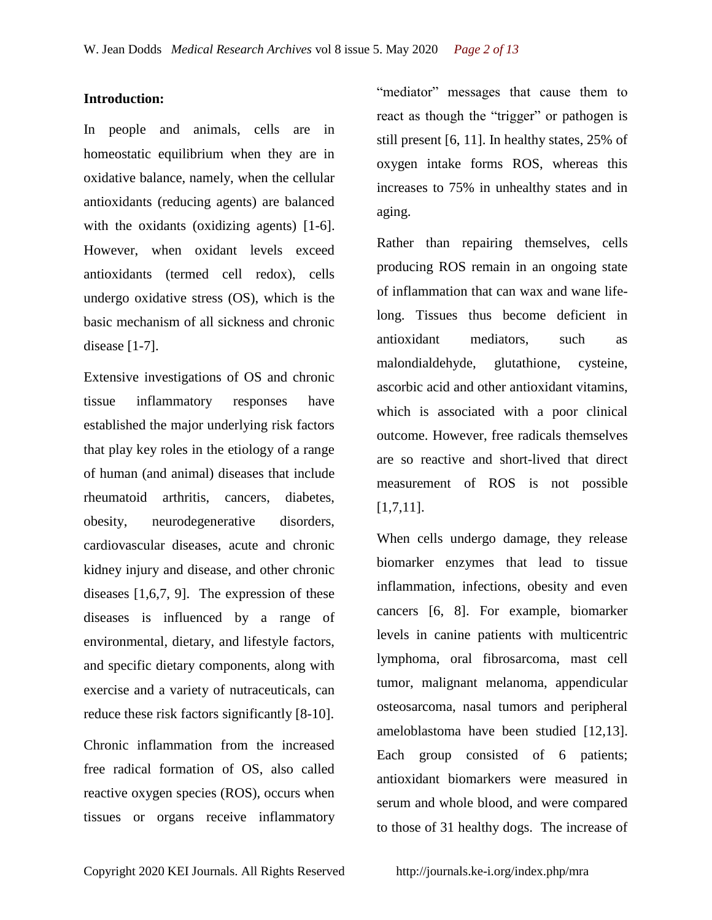## Introduction:

In people and animals, cells are in homeostatic equilibrium when they are in oxidative balance, namely, when the cellular antioxidants (reducing agents) are balanced with the oxidants (oxidizing agents) [1-6]. However, when oxidant levels exceed antioxidants (termed cell redox), cells undergo oxidative stress (OS), which is the basic mechanism of all sickness and chronic disease [1-7].

Extensive investigations of OS and chronic tissue inflammatory responses have established the major underlying risk factors that play key roles in the etiology of a range of human (and animal) diseases that include rheumatoid arthritis, cancers, diabetes, obesity, neurodegenerative disorders, cardiovascular diseases, acute and chronic kidney injury and disease, and other chronic diseases [1,6,7, 9]. The expression of these diseases is influenced by a range of environmental, dietary, and lifestyle factors, and specific dietary components, along with exercise and a variety of nutraceuticals, can reduce these risk factors significantly [8-10].

Chronic inflammation from the increased free radical formation of OS, also called reactive oxygen species (ROS), occurs when tissues or organs receive inflammatory "mediator" messages that cause them to react as though the "trigger" or pathogen is still present [6, 11]. In healthy states, 25% of oxygen intake forms ROS, whereas this increases to 75% in unhealthy states and in aging.

Rather than repairing themselves, cells producing ROS remain in an ongoing state of inflammation that can wax and wane life-long. Tissues thus become deficient in antioxidant mediators, such as malondialdehyde, glutathione, cysteine, ascorbic acid and other antioxidant vitamins, which is associated with a poor clinical outcome. However, free radicals themselves are so reactive and short-lived that direct measurement of ROS is not possible [1,7,11].

When cells undergo damage, they release biomarker enzymes that lead to tissue inflammation, infections, obesity and even cancers [6, 8]. For example, biomarker levels in canine patients with multicentric lymphoma, oral fibrosarcoma, mast cell tumor, malignant melanoma, appendicular osteosarcoma, nasal tumors and peripheral ameloblastoma have been studied [12,13]. Each group consisted of 6 patients; antioxidant biomarkers were measured in serum and whole blood, and were compared to those of 31 healthy dogs. The increase of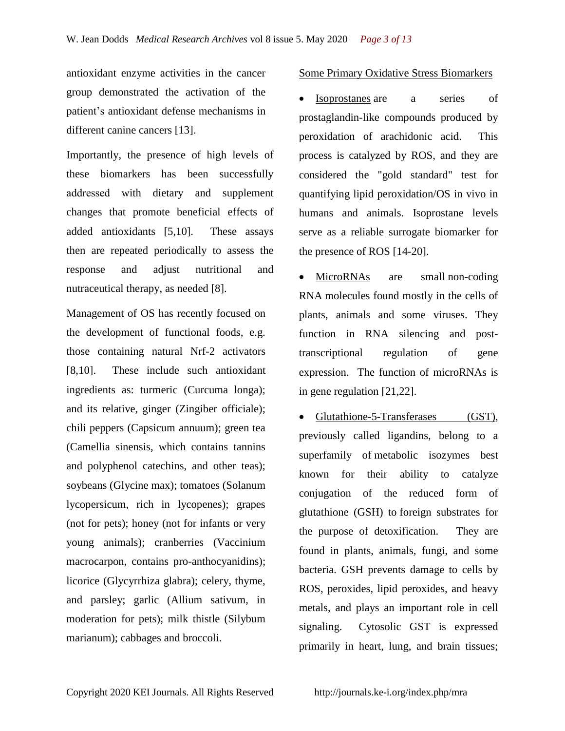antioxidant enzyme activities in the cancer group demonstrated the activation of the patient's antioxidant defense mechanisms in different canine cancers [13].

Importantly, the presence of high levels of these biomarkers has been successfully addressed with dietary and supplement changes that promote beneficial effects of added antioxidants [5,10]. These assays then are repeated periodically to assess the response and adjust nutritional and nutraceutical therapy, as needed [8].

Management of OS has recently focused on the development of functional foods, e.g. those containing natural Nrf-2 activators [8,10]. These include such antioxidant ingredients as: turmeric (Curcuma longa); and its relative, ginger (Zingiber officiale); chili peppers (Capsicum annuum); green tea (Camellia sinensis, which contains tannins and polyphenol catechins, and other teas); soybeans (Glycine max); tomatoes (Solanum lycopersicum, rich in lycopenes); grapes (not for pets); honey (not for infants or very young animals); cranberries (Vaccinium macrocarpon, contains pro-anthocyanidins); licorice (Glycyrrhiza glabra); celery, thyme, and parsley; garlic (Allium sativum, in moderation for pets); milk thistle (Silybum marianum); cabbages and broccoli.

Some Primary Oxidative Stress Biomarkers

- Isoprostanes are a series of prostaglandin-like compounds produced by peroxidation of arachidonic acid. This process is catalyzed by ROS, and they are considered the "gold standard" test for quantifying lipid peroxidation/OS in vivo in humans and animals. Isoprostane levels serve as a reliable surrogate biomarker for the presence of ROS [14-20].

- MicroRNAs are small non-coding RNA molecules found mostly in the cells of plants, animals and some viruses. They function in RNA silencing and post-transcriptional regulation of gene expression. The function of microRNAs is in gene regulation [21,22].

- Glutathione-5-Transferases (GST), previously called ligandins, belong to a superfamily of metabolic isozymes best known for their ability to catalyze conjugation of the reduced form of glutathione (GSH) to foreign substrates for the purpose of detoxification. They are found in plants, animals, fungi, and some bacteria. GSH prevents damage to cells by ROS, peroxides, lipid peroxides, and heavy metals, and plays an important role in cell signaling. Cytosolic GST is expressed primarily in heart, lung, and brain tissues;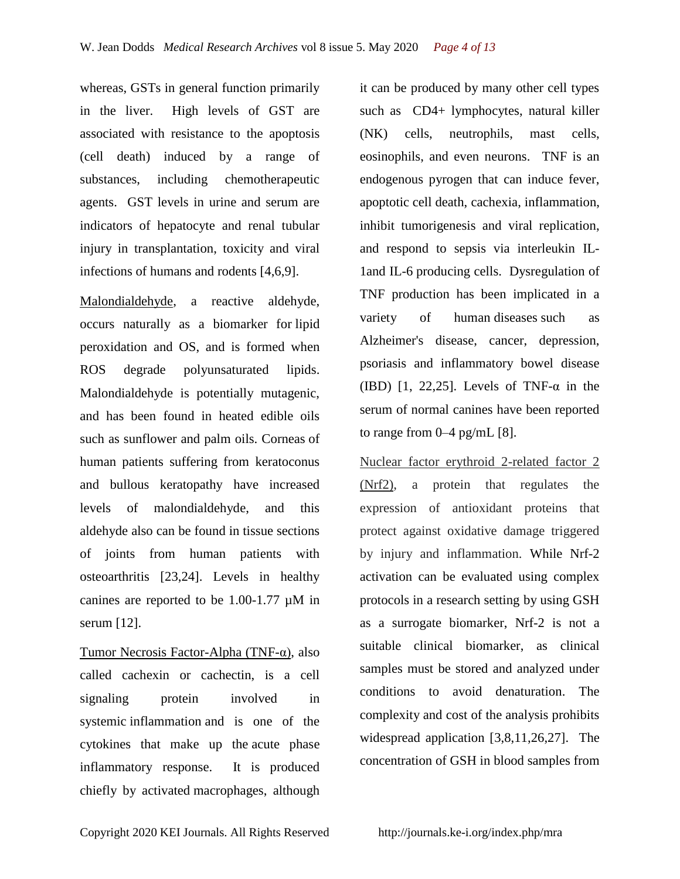whereas, GSTs in general function primarily in the liver. High levels of GST are associated with resistance to the apoptosis (cell death) induced by a range of substances, including chemotherapeutic agents. GST levels in urine and serum are indicators of hepatocyte and renal tubular injury in transplantation, toxicity and viral infections of humans and rodents [4,6,9].

Malondialdehyde, a reactive aldehyde, occurs naturally as a biomarker for lipid peroxidation and OS, and is formed when ROS degrade polyunsaturated lipids. Malondialdehyde is potentially mutagenic, and has been found in heated edible oils such as sunflower and palm oils. Corneas of human patients suffering from keratoconus and bullous keratopathy have increased levels of malondialdehyde, and this aldehyde also can be found in tissue sections of joints from human patients with osteoarthritis [23,24]. Levels in healthy canines are reported to be 1.00-1.77 µM in serum [12].

Tumor Necrosis Factor-Alpha (TNF-α), also called cachexin or cachectin, is a cell signaling protein involved in systemic inflammation and is one of the cytokines that make up the acute phase inflammatory response. It is produced chiefly by activated macrophages, although it can be produced by many other cell types such as CD4+ lymphocytes, natural killer (NK) cells, neutrophils, mast cells, eosinophils, and even neurons. TNF is an endogenous pyrogen that can induce fever, apoptotic cell death, cachexia, inflammation, inhibit tumorigenesis and viral replication, and respond to sepsis via interleukin IL-1and IL-6 producing cells. Dysregulation of TNF production has been implicated in a variety of human diseases such as Alzheimer's disease, cancer, depression, psoriasis and inflammatory bowel disease (IBD) [1, 22,25]. Levels of TNF-α in the serum of normal canines have been reported to range from 0–4 pg/mL [8].

Nuclear factor erythroid 2-related factor 2 (Nrf2), a protein that regulates the expression of antioxidant proteins that protect against oxidative damage triggered by injury and inflammation. While Nrf-2 activation can be evaluated using complex protocols in a research setting by using GSH as a surrogate biomarker, Nrf-2 is not a suitable clinical biomarker, as clinical samples must be stored and analyzed under conditions to avoid denaturation. The complexity and cost of the analysis prohibits widespread application [3,8,11,26,27]. The concentration of GSH in blood samples from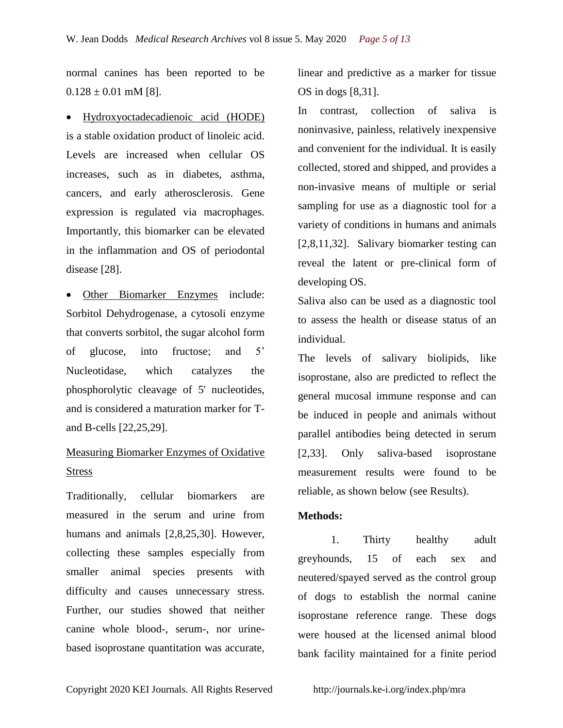normal canines has been reported to be $0.128 \pm 0.01$ mM [8].

- Hydroxyoctadecadienoic acid (HODE) is a stable oxidation product of linoleic acid. Levels are increased when cellular OS increases, such as in diabetes, asthma, cancers, and early atherosclerosis. Gene expression is regulated via macrophages. Importantly, this biomarker can be elevated in the inflammation and OS of periodontal disease [28].

- Other Biomarker Enzymes include: Sorbitol Dehydrogenase, a cytosoli enzyme that converts sorbitol, the sugar alcohol form of glucose, into fructose; and 5' Nucleotidase, which catalyzes the phosphorolytic cleavage of 5' nucleotides, and is considered a maturation marker for T- and B-cells [22,25,29].

## Measuring Biomarker Enzymes of Oxidative Stress

Traditionally, cellular biomarkers are measured in the serum and urine from humans and animals [2,8,25,30]. However, collecting these samples especially from smaller animal species presents with difficulty and causes unnecessary stress. Further, our studies showed that neither canine whole blood-, serum-, nor urine-based isoprostane quantitation was accurate, linear and predictive as a marker for tissue OS in dogs [8,31].

In contrast, collection of saliva is noninvasive, painless, relatively inexpensive and convenient for the individual. It is easily collected, stored and shipped, and provides a non-invasive means of multiple or serial sampling for use as a diagnostic tool for a variety of conditions in humans and animals [2,8,11,32]. Salivary biomarker testing can reveal the latent or pre-clinical form of developing OS.

Saliva also can be used as a diagnostic tool to assess the health or disease status of an individual.

The levels of salivary biolipids, like isoprostane, also are predicted to reflect the general mucosal immune response and can be induced in people and animals without parallel antibodies being detected in serum [2,33]. Only saliva-based isoprostane measurement results were found to be reliable, as shown below (see Results).

**Methods:**

1. Thirty healthy adult greyhounds, 15 of each sex and neutered/spayed served as the control group of dogs to establish the normal canine isoprostane reference range. These dogs were housed at the licensed animal blood bank facility maintained for a finite period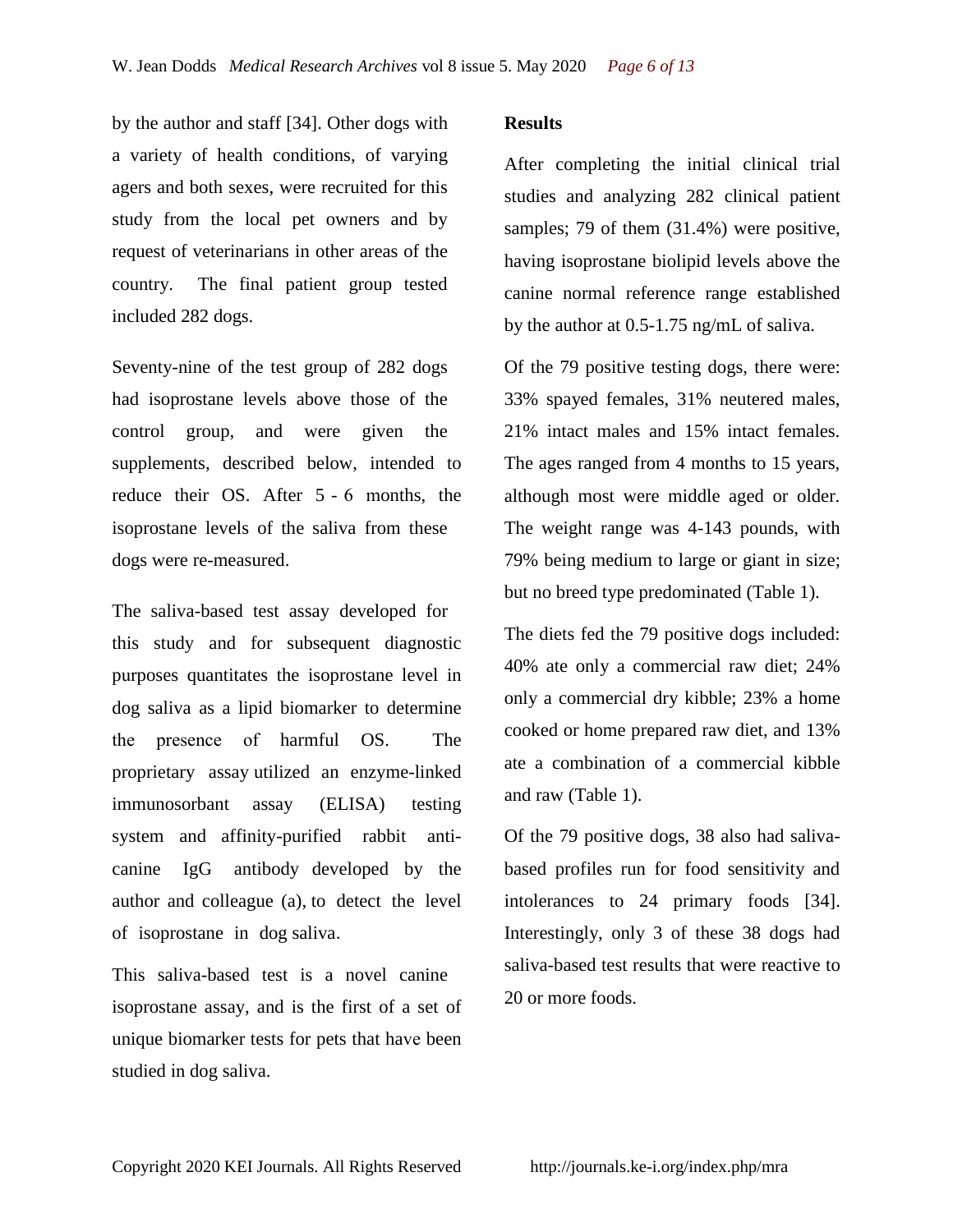by the author and staff [34]. Other dogs with a variety of health conditions, of varying agers and both sexes, were recruited for this study from the local pet owners and by request of veterinarians in other areas of the country. The final patient group tested included 282 dogs.

Seventy-nine of the test group of 282 dogs had isoprostane levels above those of the control group, and were given the supplements, described below, intended to reduce their OS. After 5 - 6 months, the isoprostane levels of the saliva from these dogs were re-measured.

The saliva-based test assay developed for this study and for subsequent diagnostic purposes quantitates the isoprostane level in dog saliva as a lipid biomarker to determine the presence of harmful OS. The proprietary assay utilized an enzyme-linked immunosorbant assay (ELISA) testing system and affinity-purified rabbit anti-canine IgG antibody developed by the author and colleague (a), to detect the level of isoprostane in dog saliva.

This saliva-based test is a novel canine isoprostane assay, and is the first of a set of unique biomarker tests for pets that have been studied in dog saliva.

**Results**

After completing the initial clinical trial studies and analyzing 282 clinical patient samples; 79 of them (31.4%) were positive, having isoprostane biolipid levels above the canine normal reference range established by the author at 0.5-1.75 ng/mL of saliva.

Of the 79 positive testing dogs, there were: 33% spayed females, 31% neutered males, 21% intact males and 15% intact females. The ages ranged from 4 months to 15 years, although most were middle aged or older. The weight range was 4-143 pounds, with 79% being medium to large or giant in size; but no breed type predominated (Table 1).

The diets fed the 79 positive dogs included: 40% ate only a commercial raw diet; 24% only a commercial dry kibble; 23% a home cooked or home prepared raw diet, and 13% ate a combination of a commercial kibble and raw (Table 1).

Of the 79 positive dogs, 38 also had saliva-based profiles run for food sensitivity and intolerances to 24 primary foods [34]. Interestingly, only 3 of these 38 dogs had saliva-based test results that were reactive to 20 or more foods.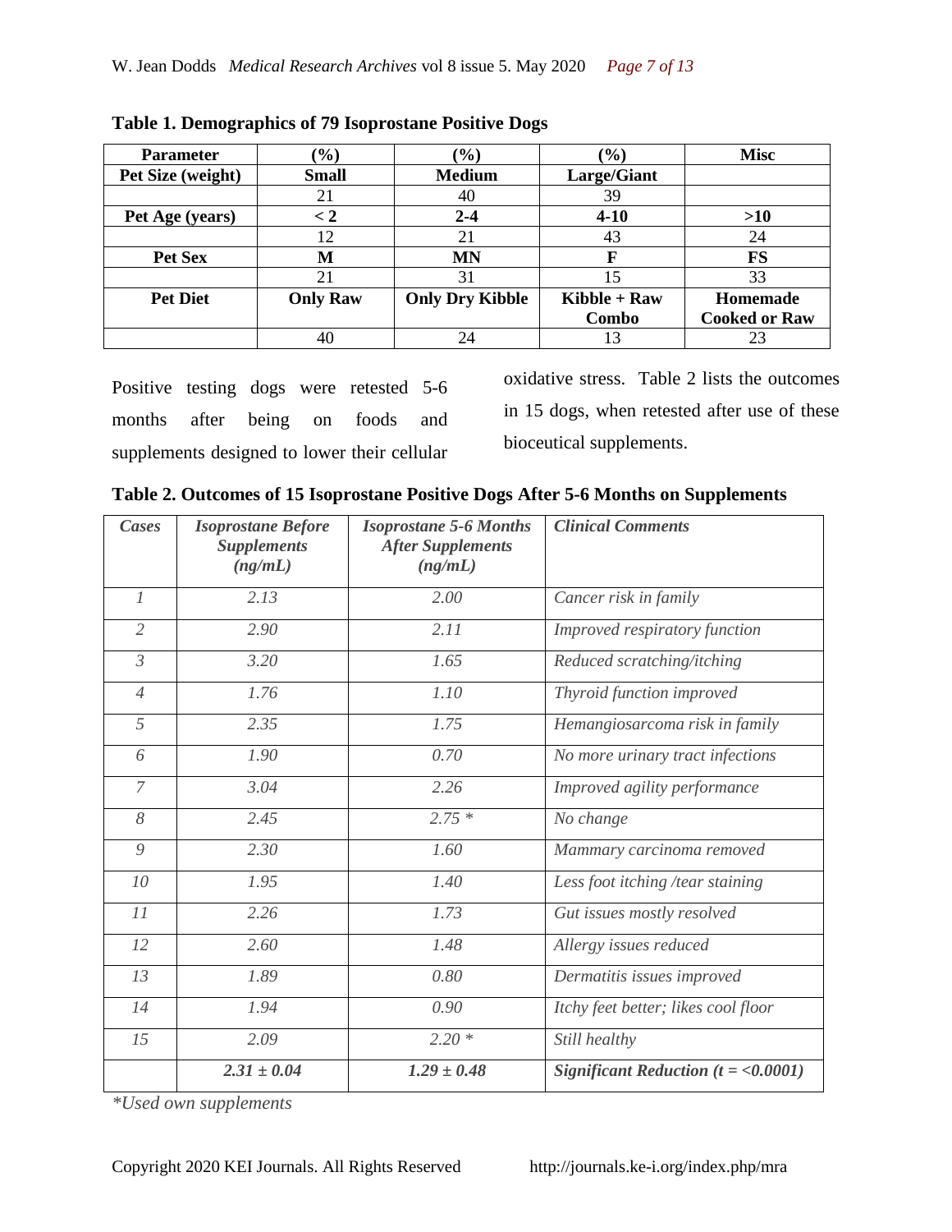**Table 1. Demographics of 79 Isoprostane Positive Dogs**

| Parameter | (%) | (%) | (%) | Misc |
|---|---|---|---|---|
| **Pet Size (weight)** | **Small** | **Medium** | **Large/Giant** | |
| | 21 | 40 | 39 | |
| **Pet Age (years)** | **< 2** | **2-4** | **4-10** | **>10** |
| | 12 | 21 | 43 | 24 |
| **Pet Sex** | **M** | **MN** | **F** | **FS** |
| | 21 | 31 | 15 | 33 |
| **Pet Diet** | **Only Raw** | **Only Dry Kibble** | **Kibble + Raw Combo** | **Homemade Cooked or Raw** |
| | 40 | 24 | 13 | 23 |

Positive testing dogs were retested 5-6 months after being on foods and supplements designed to lower their cellular oxidative stress. Table 2 lists the outcomes in 15 dogs, when retested after use of these bioceutical supplements.

**Table 2. Outcomes of 15 Isoprostane Positive Dogs After 5-6 Months on Supplements**

| *Cases* | *Isoprostane Before Supplements (ng/mL)* | *Isoprostane 5-6 Months After Supplements (ng/mL)* | *Clinical Comments* |
|---|---|---|---|
| *1* | *2.13* | *2.00* | *Cancer risk in family* |
| *2* | *2.90* | *2.11* | *Improved respiratory function* |
| *3* | *3.20* | *1.65* | *Reduced scratching/itching* |
| *4* | *1.76* | *1.10* | *Thyroid function improved* |
| *5* | *2.35* | *1.75* | *Hemangiosarcoma risk in family* |
| *6* | *1.90* | *0.70* | *No more urinary tract infections* |
| *7* | *3.04* | *2.26* | *Improved agility performance* |
| *8* | *2.45* | *2.75 ** | *No change* |
| *9* | *2.30* | *1.60* | *Mammary carcinoma removed* |
| *10* | *1.95* | *1.40* | *Less foot itching /tear staining* |
| *11* | *2.26* | *1.73* | *Gut issues mostly resolved* |
| *12* | *2.60* | *1.48* | *Allergy issues reduced* |
| *13* | *1.89* | *0.80* | *Dermatitis issues improved* |
| *14* | *1.94* | *0.90* | *Itchy feet better; likes cool floor* |
| *15* | *2.09* | *2.20 ** | *Still healthy* |
| | ***2.31 ± 0.04*** | ***1.29 ± 0.48*** | ***Significant Reduction (t = <0.0001)*** |

*\*Used own supplements*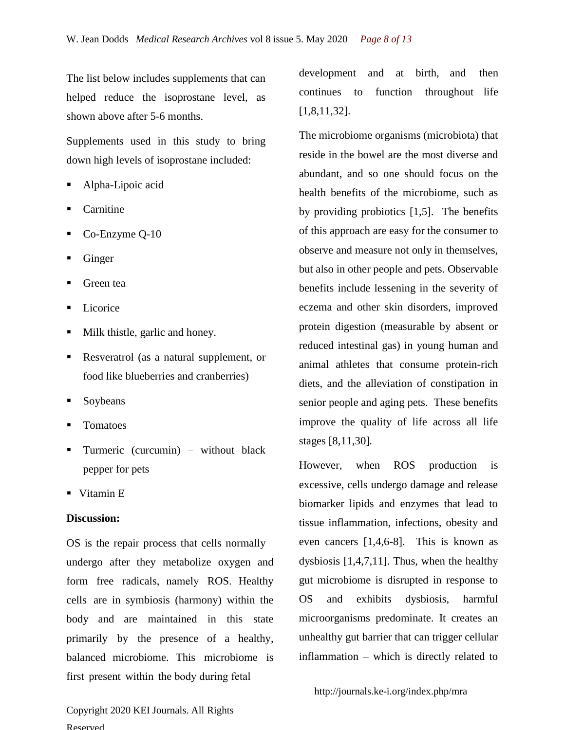The list below includes supplements that can helped reduce the isoprostane level, as shown above after 5-6 months.

Supplements used in this study to bring down high levels of isoprostane included:

- Alpha-Lipoic acid
- Carnitine
- Co-Enzyme Q-10
- Ginger
- Green tea
- Licorice
- Milk thistle, garlic and honey.
- Resveratrol (as a natural supplement, or food like blueberries and cranberries)
- Soybeans
- Tomatoes
- Turmeric (curcumin) – without black pepper for pets
- Vitamin E

**Discussion:**

OS is the repair process that cells normally undergo after they metabolize oxygen and form free radicals, namely ROS. Healthy cells are in symbiosis (harmony) within the body and are maintained in this state primarily by the presence of a healthy, balanced microbiome. This microbiome is first present within the body during fetal development and at birth, and then continues to function throughout life [1,8,11,32].

The microbiome organisms (microbiota) that reside in the bowel are the most diverse and abundant, and so one should focus on the health benefits of the microbiome, such as by providing probiotics [1,5]. The benefits of this approach are easy for the consumer to observe and measure not only in themselves, but also in other people and pets. Observable benefits include lessening in the severity of eczema and other skin disorders, improved protein digestion (measurable by absent or reduced intestinal gas) in young human and animal athletes that consume protein-rich diets, and the alleviation of constipation in senior people and aging pets. These benefits improve the quality of life across all life stages [8,11,30].

However, when ROS production is excessive, cells undergo damage and release biomarker lipids and enzymes that lead to tissue inflammation, infections, obesity and even cancers [1,4,6-8]. This is known as dysbiosis [1,4,7,11]. Thus, when the healthy gut microbiome is disrupted in response to OS and exhibits dysbiosis, harmful microorganisms predominate. It creates an unhealthy gut barrier that can trigger cellular inflammation – which is directly related to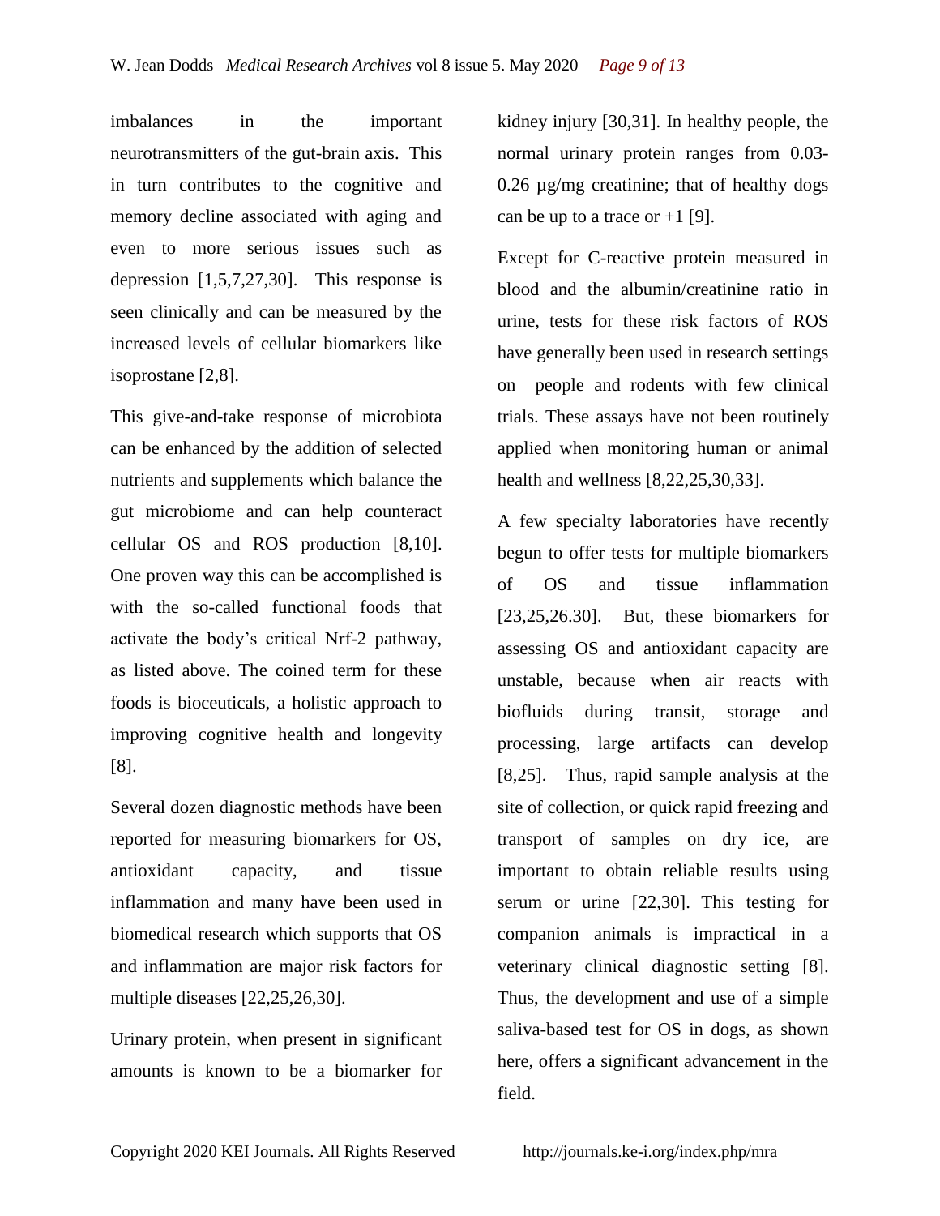imbalances in the important neurotransmitters of the gut-brain axis. This in turn contributes to the cognitive and memory decline associated with aging and even to more serious issues such as depression [1,5,7,27,30]. This response is seen clinically and can be measured by the increased levels of cellular biomarkers like isoprostane [2,8].

This give-and-take response of microbiota can be enhanced by the addition of selected nutrients and supplements which balance the gut microbiome and can help counteract cellular OS and ROS production [8,10]. One proven way this can be accomplished is with the so-called functional foods that activate the body's critical Nrf-2 pathway, as listed above. The coined term for these foods is bioceuticals, a holistic approach to improving cognitive health and longevity [8].

Several dozen diagnostic methods have been reported for measuring biomarkers for OS, antioxidant capacity, and tissue inflammation and many have been used in biomedical research which supports that OS and inflammation are major risk factors for multiple diseases [22,25,26,30].

Urinary protein, when present in significant amounts is known to be a biomarker for kidney injury [30,31]. In healthy people, the normal urinary protein ranges from 0.03-0.26 µg/mg creatinine; that of healthy dogs can be up to a trace or +1 [9].

Except for C-reactive protein measured in blood and the albumin/creatinine ratio in urine, tests for these risk factors of ROS have generally been used in research settings on people and rodents with few clinical trials. These assays have not been routinely applied when monitoring human or animal health and wellness [8,22,25,30,33].

A few specialty laboratories have recently begun to offer tests for multiple biomarkers of OS and tissue inflammation [23,25,26.30]. But, these biomarkers for assessing OS and antioxidant capacity are unstable, because when air reacts with biofluids during transit, storage and processing, large artifacts can develop [8,25]. Thus, rapid sample analysis at the site of collection, or quick rapid freezing and transport of samples on dry ice, are important to obtain reliable results using serum or urine [22,30]. This testing for companion animals is impractical in a veterinary clinical diagnostic setting [8]. Thus, the development and use of a simple saliva-based test for OS in dogs, as shown here, offers a significant advancement in the field.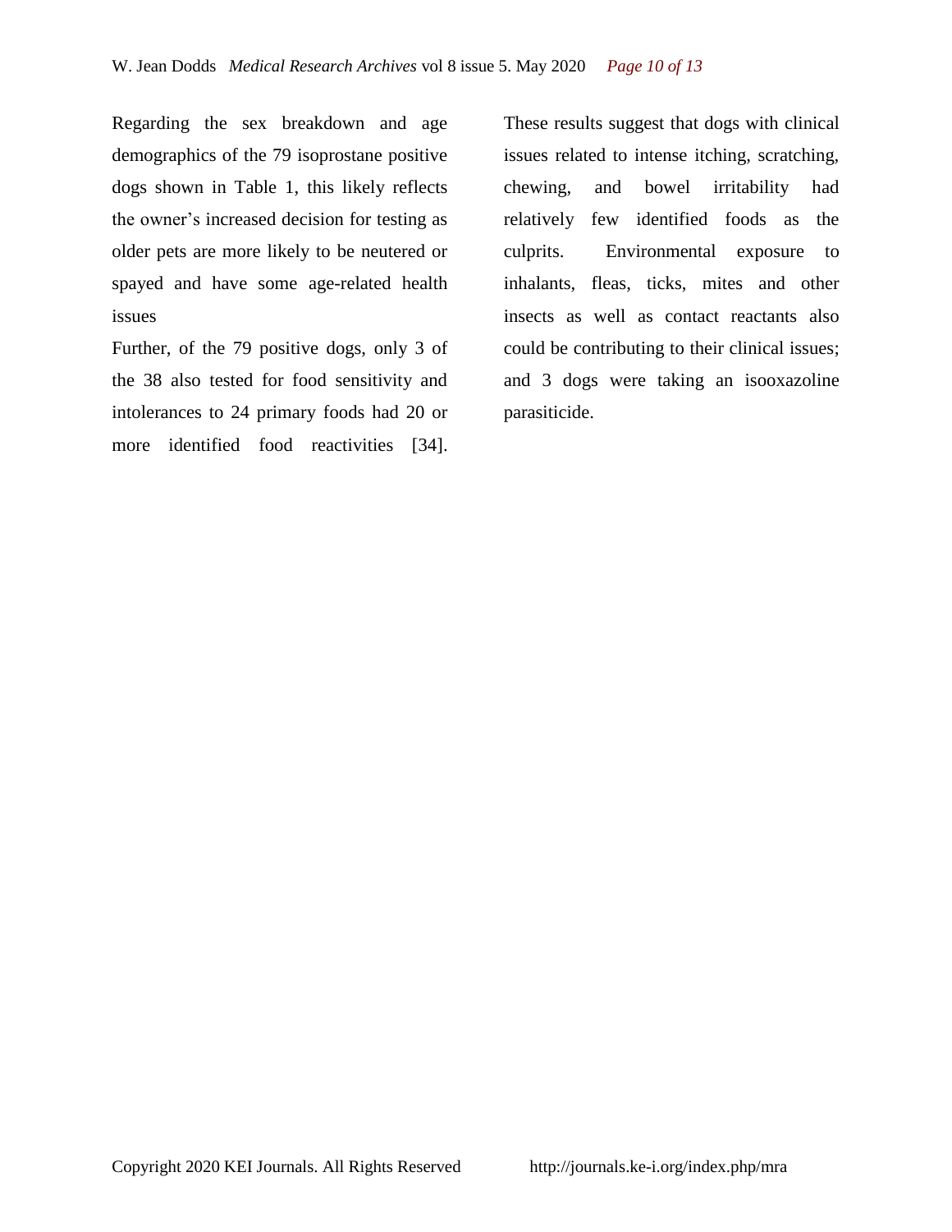Regarding the sex breakdown and age demographics of the 79 isoprostane positive dogs shown in Table 1, this likely reflects the owner's increased decision for testing as older pets are more likely to be neutered or spayed and have some age-related health issues

Further, of the 79 positive dogs, only 3 of the 38 also tested for food sensitivity and intolerances to 24 primary foods had 20 or more identified food reactivities [34]. These results suggest that dogs with clinical issues related to intense itching, scratching, chewing, and bowel irritability had relatively few identified foods as the culprits. Environmental exposure to inhalants, fleas, ticks, mites and other insects as well as contact reactants also could be contributing to their clinical issues; and 3 dogs were taking an isooxazoline parasiticide.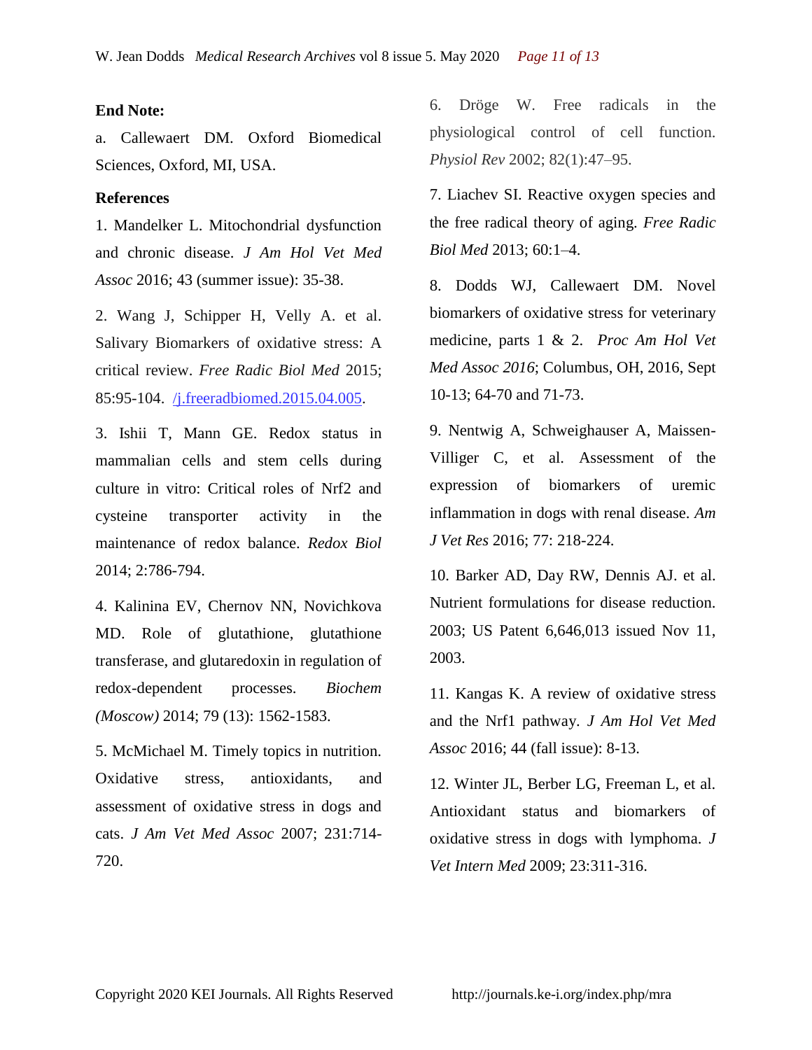**End Note:**

a. Callewaert DM. Oxford Biomedical Sciences, Oxford, MI, USA.

**References**

1. Mandelker L. Mitochondrial dysfunction and chronic disease. *J Am Hol Vet Med Assoc* 2016; 43 (summer issue): 35-38.

2. Wang J, Schipper H, Velly A. et al. Salivary Biomarkers of oxidative stress: A critical review. *Free Radic Biol Med* 2015; 85:95-104. [/j.freeradbiomed.2015.04.005](/j.freeradbiomed.2015.04.005).

3. Ishii T, Mann GE. Redox status in mammalian cells and stem cells during culture in vitro: Critical roles of Nrf2 and cysteine transporter activity in the maintenance of redox balance. *Redox Biol* 2014; 2:786-794.

4. Kalinina EV, Chernov NN, Novichkova MD. Role of glutathione, glutathione transferase, and glutaredoxin in regulation of redox-dependent processes. *Biochem (Moscow)* 2014; 79 (13): 1562-1583.

5. McMichael M. Timely topics in nutrition. Oxidative stress, antioxidants, and assessment of oxidative stress in dogs and cats. *J Am Vet Med Assoc* 2007; 231:714-720.

6. Dröge W. Free radicals in the physiological control of cell function. *Physiol Rev* 2002; 82(1):47–95.

7. Liachev SI. Reactive oxygen species and the free radical theory of aging. *Free Radic Biol Med* 2013; 60:1–4.

8. Dodds WJ, Callewaert DM. Novel biomarkers of oxidative stress for veterinary medicine, parts 1 & 2. *Proc Am Hol Vet Med Assoc 2016*; Columbus, OH, 2016, Sept 10-13; 64-70 and 71-73.

9. Nentwig A, Schweighauser A, Maissen-Villiger C, et al. Assessment of the expression of biomarkers of uremic inflammation in dogs with renal disease. *Am J Vet Res* 2016; 77: 218-224.

10. Barker AD, Day RW, Dennis AJ. et al. Nutrient formulations for disease reduction. 2003; US Patent 6,646,013 issued Nov 11, 2003.

11. Kangas K. A review of oxidative stress and the Nrf1 pathway. *J Am Hol Vet Med Assoc* 2016; 44 (fall issue): 8-13.

12. Winter JL, Berber LG, Freeman L, et al. Antioxidant status and biomarkers of oxidative stress in dogs with lymphoma. *J Vet Intern Med* 2009; 23:311-316.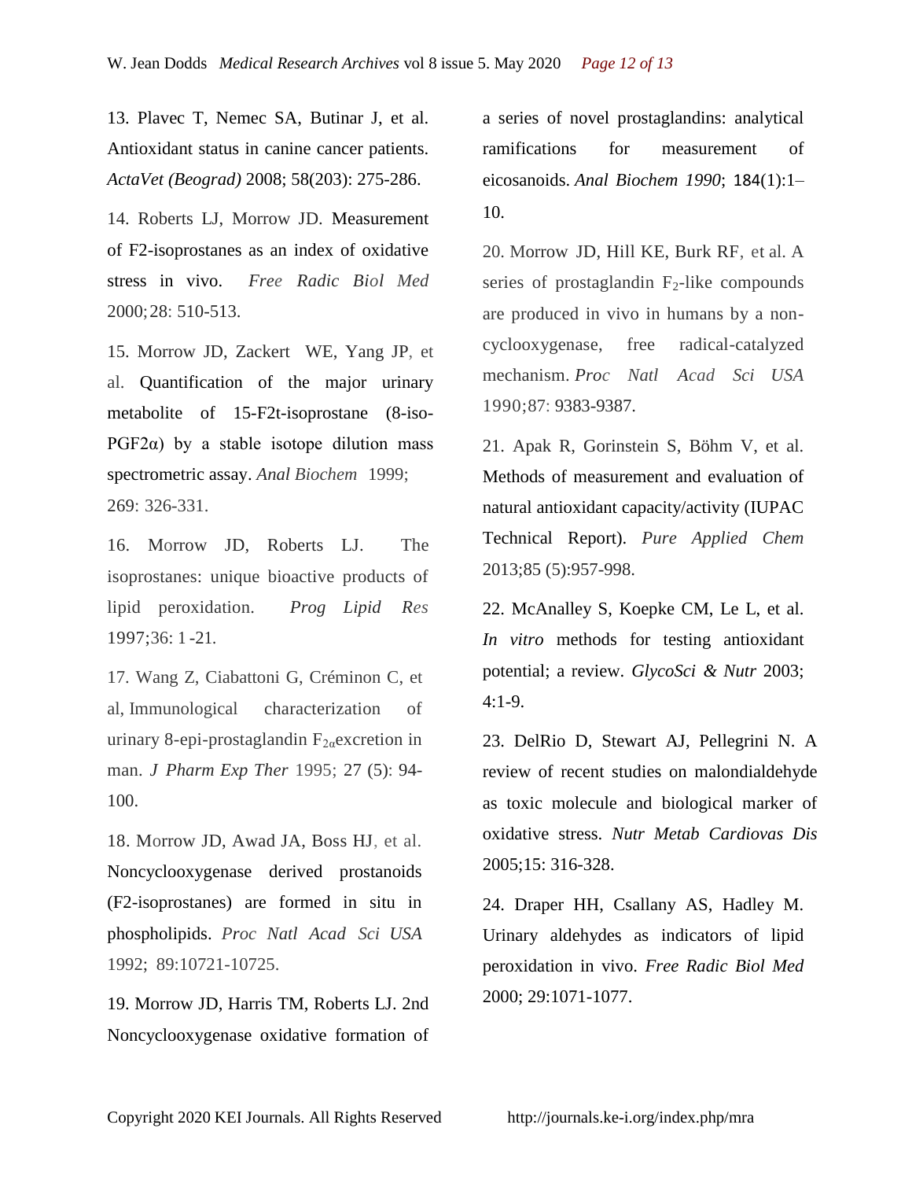13. Plavec T, Nemec SA, Butinar J, et al. Antioxidant status in canine cancer patients. *ActaVet (Beograd)* 2008; 58(203): 275-286.

14. Roberts LJ, Morrow JD. Measurement of F2-isoprostanes as an index of oxidative stress in vivo. *Free Radic Biol Med* 2000; 28: 510-513.

15. Morrow JD, Zackert WE, Yang JP, et al. Quantification of the major urinary metabolite of 15-F2t-isoprostane (8-iso-PGF2α) by a stable isotope dilution mass spectrometric assay. *Anal Biochem* 1999; 269: 326-331.

16. Morrow JD, Roberts LJ. The isoprostanes: unique bioactive products of lipid peroxidation. *Prog Lipid Res* 1997;36: 1-21.

17. Wang Z, Ciabattoni G, Créminon C, et al, Immunological characterization of urinary 8-epi-prostaglandin $F_{2\alpha}$excretion in man. *J Pharm Exp Ther* 1995; 27 (5): 94-100.

18. Morrow JD, Awad JA, Boss HJ, et al. Noncyclooxygenase derived prostanoids (F2-isoprostanes) are formed in situ in phospholipids. *Proc Natl Acad Sci USA* 1992; 89:10721-10725.

19. Morrow JD, Harris TM, Roberts LJ. 2nd Noncyclooxygenase oxidative formation of a series of novel prostaglandins: analytical ramifications for measurement of eicosanoids. *Anal Biochem 1990*; 184(1):1–10.

20. Morrow JD, Hill KE, Burk RF, et al. A series of prostaglandin $F_2$-like compounds are produced in vivo in humans by a non-cyclooxygenase, free radical-catalyzed mechanism. *Proc Natl Acad Sci USA* 1990;87: 9383-9387.

21. Apak R, Gorinstein S, Böhm V, et al. Methods of measurement and evaluation of natural antioxidant capacity/activity (IUPAC Technical Report). *Pure Applied Chem* 2013;85 (5):957-998.

22. McAnalley S, Koepke CM, Le L, et al. *In vitro* methods for testing antioxidant potential; a review. *GlycoSci & Nutr* 2003; 4:1-9.

23. DelRio D, Stewart AJ, Pellegrini N. A review of recent studies on malondialdehyde as toxic molecule and biological marker of oxidative stress. *Nutr Metab Cardiovas Dis* 2005;15: 316-328.

24. Draper HH, Csallany AS, Hadley M. Urinary aldehydes as indicators of lipid peroxidation in vivo. *Free Radic Biol Med* 2000; 29:1071-1077.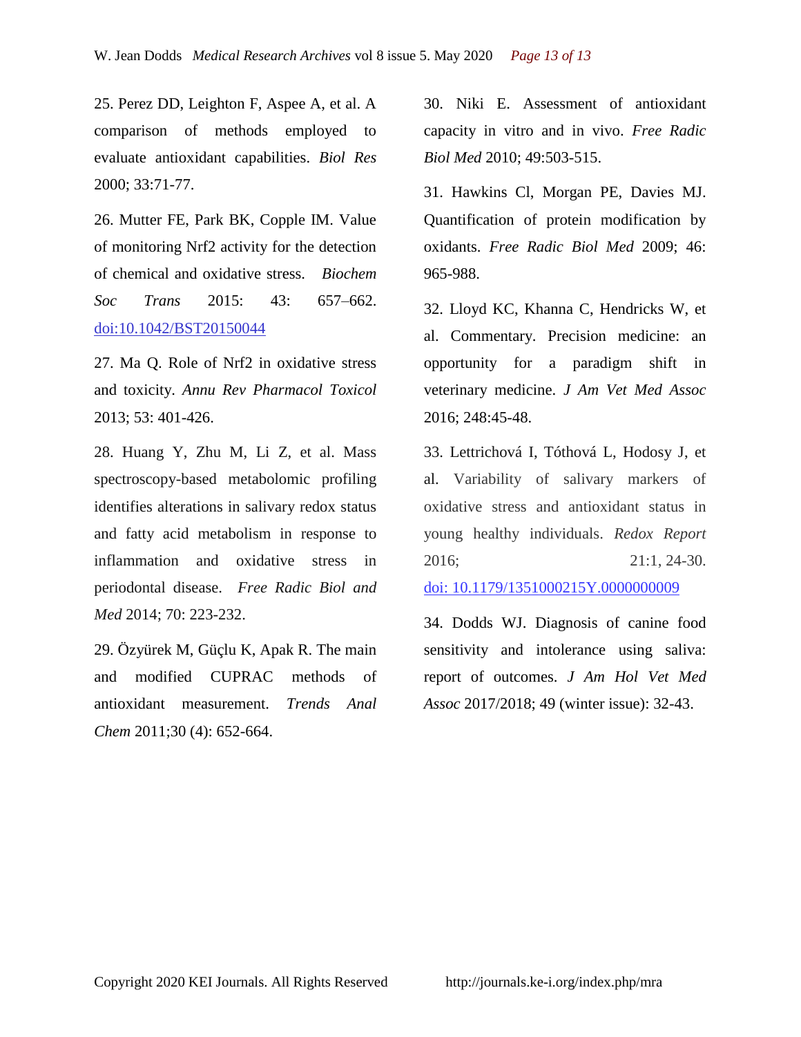25. Perez DD, Leighton F, Aspee A, et al. A comparison of methods employed to evaluate antioxidant capabilities. *Biol Res* 2000; 33:71-77.

26. Mutter FE, Park BK, Copple IM. Value of monitoring Nrf2 activity for the detection of chemical and oxidative stress. *Biochem Soc Trans* 2015: 43: 657–662. doi:10.1042/BST20150044

27. Ma Q. Role of Nrf2 in oxidative stress and toxicity. *Annu Rev Pharmacol Toxicol* 2013; 53: 401-426.

28. Huang Y, Zhu M, Li Z, et al. Mass spectroscopy-based metabolomic profiling identifies alterations in salivary redox status and fatty acid metabolism in response to inflammation and oxidative stress in periodontal disease. *Free Radic Biol and Med* 2014; 70: 223-232.

29. Özyürek M, Güçlu K, Apak R. The main and modified CUPRAC methods of antioxidant measurement. *Trends Anal Chem* 2011;30 (4): 652-664.

30. Niki E. Assessment of antioxidant capacity in vitro and in vivo. *Free Radic Biol Med* 2010; 49:503-515.

31. Hawkins Cl, Morgan PE, Davies MJ. Quantification of protein modification by oxidants. *Free Radic Biol Med* 2009; 46: 965-988.

32. Lloyd KC, Khanna C, Hendricks W, et al. Commentary. Precision medicine: an opportunity for a paradigm shift in veterinary medicine. *J Am Vet Med Assoc* 2016; 248:45-48.

33. Lettrichová I, Tóthová L, Hodosy J, et al. Variability of salivary markers of oxidative stress and antioxidant status in young healthy individuals. *Redox Report* 2016; 21:1, 24-30. doi: 10.1179/1351000215Y.0000000009

34. Dodds WJ. Diagnosis of canine food sensitivity and intolerance using saliva: report of outcomes. *J Am Hol Vet Med Assoc* 2017/2018; 49 (winter issue): 32-43.